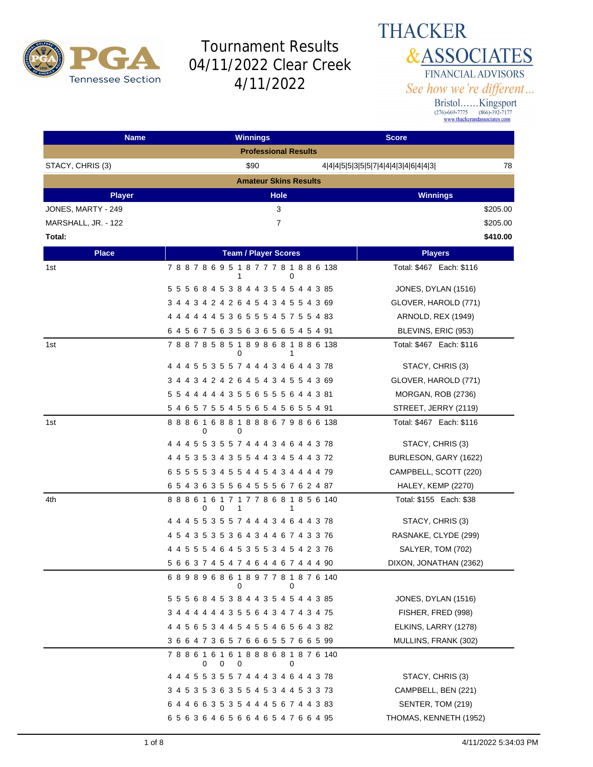# Tournament Results 04/11/2022 Clear Creek 4/11/2022

THACKER & ASSOCIATES
FINANCIAL ADVISORS
*See how we're different...*
Bristol......Kingsport
(276)-669-7775 (866)-392-7177
www.thackerandassociates.com

| Name | Winnings | Score | |
|---|---|---|---|
| **Professional Results** | | | |
| STACY, CHRIS (3) | $90 | 4\|4\|4\|5\|5\|3\|5\|5\|7\|4\|4\|4\|3\|4\|6\|4\|4\|3\| | 78 |

| **Amateur Skins Results** | | |
|---|---|---|
| **Player** | **Hole** | **Winnings** |
| JONES, MARTY - 249 | 3 | $205.00 |
| MARSHALL, JR. - 122 | 7 | $205.00 |
| **Total:** | | **$410.00** |

| Place | Team / Player Scores | Players |
|---|---|---|
| 1st | 7 8 8 7 8 6 9 5 11 8 7 7 7 8 10 8 8 6 138 | Total: $467 Each: $116 |
| | 5 5 5 6 8 4 5 3 8 4 4 3 5 4 5 4 4 3 85 | JONES, DYLAN (1516) |
| | 3 4 4 3 4 2 4 2 6 4 5 4 3 4 5 5 4 3 69 | GLOVER, HAROLD (771) |
| | 4 4 4 4 4 4 5 3 6 5 5 5 4 5 7 5 5 4 83 | ARNOLD, REX (1949) |
| | 6 4 5 6 7 5 6 3 5 6 3 6 5 6 5 4 5 4 91 | BLEVINS, ERIC (953) |
| 1st | 7 8 8 7 8 5 8 5 10 8 9 8 6 8 11 8 8 6 138 | Total: $467 Each: $116 |
| | 4 4 4 5 5 3 5 5 7 4 4 4 3 4 6 4 4 3 78 | STACY, CHRIS (3) |
| | 3 4 4 3 4 2 4 2 6 4 5 4 3 4 5 5 4 3 69 | GLOVER, HAROLD (771) |
| | 5 5 4 4 4 4 4 3 5 5 6 5 5 5 6 4 4 3 81 | MORGAN, ROB (2736) |
| | 5 4 6 5 7 5 5 4 5 5 6 5 4 5 6 5 5 4 91 | STREET, JERRY (2119) |
| 1st | 8 8 8 6 10 6 8 8 10 8 8 8 6 7 9 8 6 6 138 | Total: $467 Each: $116 |
| | 4 4 4 5 5 3 5 5 7 4 4 4 3 4 6 4 4 3 78 | STACY, CHRIS (3) |
| | 4 4 5 3 5 3 4 3 5 5 4 4 3 4 5 4 4 3 72 | BURLESON, GARY (1622) |
| | 6 5 5 5 5 3 4 5 5 4 4 5 4 3 4 4 4 4 79 | CAMPBELL, SCOTT (220) |
| | 6 5 4 3 6 3 5 5 6 4 5 5 5 6 7 6 2 4 87 | HALEY, KEMP (2270) |
| 4th | 8 8 8 6 10 6 10 7 11 7 7 8 6 8 11 8 5 6 140 | Total: $155 Each: $38 |
| | 4 4 4 5 5 3 5 5 7 4 4 4 3 4 6 4 4 3 78 | STACY, CHRIS (3) |
| | 4 5 4 3 5 3 5 3 6 4 3 4 4 6 7 4 3 3 76 | RASNAKE, CLYDE (299) |
| | 4 4 5 5 5 4 6 4 5 3 5 5 3 4 5 4 2 3 76 | SALYER, TOM (702) |
| | 5 6 6 3 7 4 5 4 7 4 6 4 4 6 7 4 4 4 90 | DIXON, JONATHAN (2362) |
| | 6 8 9 8 9 6 8 6 10 8 9 7 7 8 10 8 7 6 140 | |
| | 5 5 5 6 8 4 5 3 8 4 4 3 5 4 5 4 4 3 85 | JONES, DYLAN (1516) |
| | 3 4 4 4 4 4 4 3 5 5 6 4 3 4 7 4 3 4 75 | FISHER, FRED (998) |
| | 4 4 5 6 5 3 4 4 5 4 5 5 4 6 5 6 4 3 82 | ELKINS, LARRY (1278) |
| | 3 6 6 4 7 3 6 5 7 6 6 6 5 5 7 6 6 5 99 | MULLINS, FRANK (302) |
| | 7 8 8 6 10 6 10 6 10 8 8 8 6 8 10 8 7 6 140 | |
| | 4 4 4 5 5 3 5 5 7 4 4 4 3 4 6 4 4 3 78 | STACY, CHRIS (3) |
| | 3 4 5 3 5 3 6 3 5 5 4 5 3 4 4 5 3 3 73 | CAMPBELL, BEN (221) |
| | 6 4 4 6 6 3 5 3 5 4 4 4 5 6 7 4 4 3 83 | SENTER, TOM (219) |
| | 6 5 6 3 6 4 6 5 6 6 4 6 5 4 7 6 6 4 95 | THOMAS, KENNETH (1952) |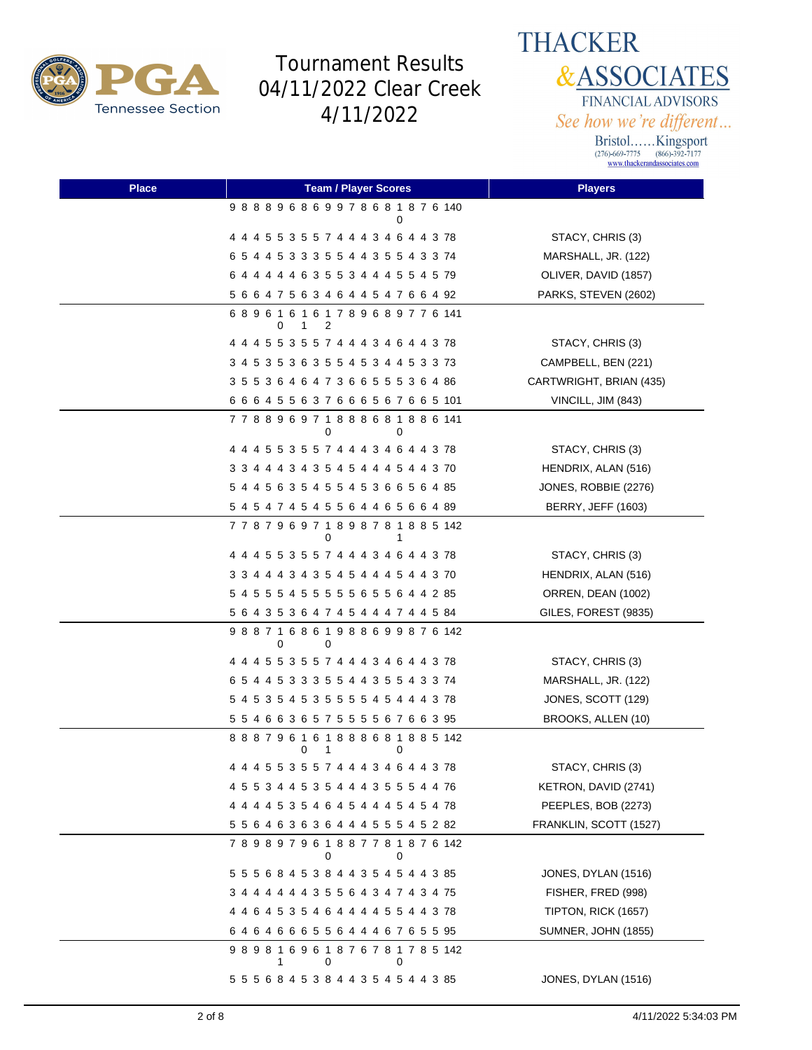# Tournament Results 04/11/2022 Clear Creek 4/11/2022

THACKER &ASSOCIATES
FINANCIAL ADVISORS
*See how we're different...*
Bristol……Kingsport
(276)-669-7775 (866)-392-7177
www.thackerandassociates.com

| Place | Team / Player Scores | Players |
|---|---|---|
| | 9 8 8 8 9 6 8 6 9 9 7 8 6 8 10 8 7 6 140 | |
| | 4 4 4 5 5 3 5 5 7 4 4 4 3 4 6 4 4 3 78 | STACY, CHRIS (3) |
| | 6 5 4 4 5 3 3 3 5 5 4 4 3 5 5 4 3 3 74 | MARSHALL, JR. (122) |
| | 6 4 4 4 4 4 6 3 5 5 3 4 4 4 5 5 4 5 79 | OLIVER, DAVID (1857) |
| | 5 6 6 4 7 5 6 3 4 6 4 4 5 4 7 6 6 4 92 | PARKS, STEVEN (2602) |
| | 6 8 9 6 10 6 11 6 12 7 8 9 6 8 9 7 7 6 141 | |
| | 4 4 4 5 5 3 5 5 7 4 4 4 3 4 6 4 4 3 78 | STACY, CHRIS (3) |
| | 3 4 5 3 5 3 6 3 5 5 4 5 3 4 4 5 3 3 73 | CAMPBELL, BEN (221) |
| | 3 5 5 3 6 4 6 4 7 3 6 6 5 5 5 3 6 4 86 | CARTWRIGHT, BRIAN (435) |
| | 6 6 6 4 5 5 6 3 7 6 6 6 5 6 7 6 6 5 101 | VINCILL, JIM (843) |
| | 7 7 8 8 9 6 9 7 10 8 8 8 6 8 10 8 8 6 141 | |
| | 4 4 4 5 5 3 5 5 7 4 4 4 3 4 6 4 4 3 78 | STACY, CHRIS (3) |
| | 3 3 4 4 4 3 4 3 5 4 5 4 4 4 5 4 4 3 70 | HENDRIX, ALAN (516) |
| | 5 4 4 5 6 3 5 4 5 5 4 5 3 6 6 5 6 4 85 | JONES, ROBBIE (2276) |
| | 5 4 5 4 7 4 5 4 5 5 6 4 4 6 5 6 6 4 89 | BERRY, JEFF (1603) |
| | 7 7 8 7 9 6 9 7 10 8 9 8 7 8 11 8 8 5 142 | |
| | 4 4 4 5 5 3 5 5 7 4 4 4 3 4 6 4 4 3 78 | STACY, CHRIS (3) |
| | 3 3 4 4 4 3 4 3 5 4 5 4 4 4 5 4 4 3 70 | HENDRIX, ALAN (516) |
| | 5 4 5 5 5 4 5 5 5 5 5 6 5 5 6 4 4 2 85 | ORREN, DEAN (1002) |
| | 5 6 4 3 5 3 6 4 7 4 5 4 4 4 7 4 4 5 84 | GILES, FOREST (9835) |
| | 9 8 8 7 10 6 8 6 10 9 8 8 6 9 9 8 7 6 142 | |
| | 4 4 4 5 5 3 5 5 7 4 4 4 3 4 6 4 4 3 78 | STACY, CHRIS (3) |
| | 6 5 4 4 5 3 3 3 5 5 4 4 3 5 5 4 3 3 74 | MARSHALL, JR. (122) |
| | 5 4 5 3 5 4 5 3 5 5 5 5 4 5 4 4 4 3 78 | JONES, SCOTT (129) |
| | 5 5 4 6 6 3 6 5 7 5 5 5 5 6 7 6 6 3 95 | BROOKS, ALLEN (10) |
| | 8 8 8 7 9 6 10 6 11 8 8 8 6 8 10 8 8 5 142 | |
| | 4 4 4 5 5 3 5 5 7 4 4 4 3 4 6 4 4 3 78 | STACY, CHRIS (3) |
| | 4 5 5 3 4 4 5 3 5 4 4 4 3 5 5 5 4 4 76 | KETRON, DAVID (2741) |
| | 4 4 4 4 5 3 5 4 6 4 5 4 4 4 5 4 5 4 78 | PEEPLES, BOB (2273) |
| | 5 5 6 4 6 3 6 3 6 4 4 4 5 5 5 4 5 2 82 | FRANKLIN, SCOTT (1527) |
| | 7 8 9 8 9 7 9 6 10 8 8 7 7 8 10 8 7 6 142 | |
| | 5 5 5 6 8 4 5 3 8 4 4 3 5 4 5 4 4 3 85 | JONES, DYLAN (1516) |
| | 3 4 4 4 4 4 4 3 5 5 6 4 3 4 7 4 3 4 75 | FISHER, FRED (998) |
| | 4 4 6 4 5 3 5 4 6 4 4 4 4 5 5 4 4 3 78 | TIPTON, RICK (1657) |
| | 6 4 6 4 6 6 6 5 5 6 4 4 4 6 7 6 5 5 95 | SUMNER, JOHN (1855) |
| | 9 8 9 8 11 6 9 6 10 8 7 6 7 8 10 7 8 5 142 | |
| | 5 5 5 6 8 4 5 3 8 4 4 3 5 4 5 4 4 3 85 | JONES, DYLAN (1516) |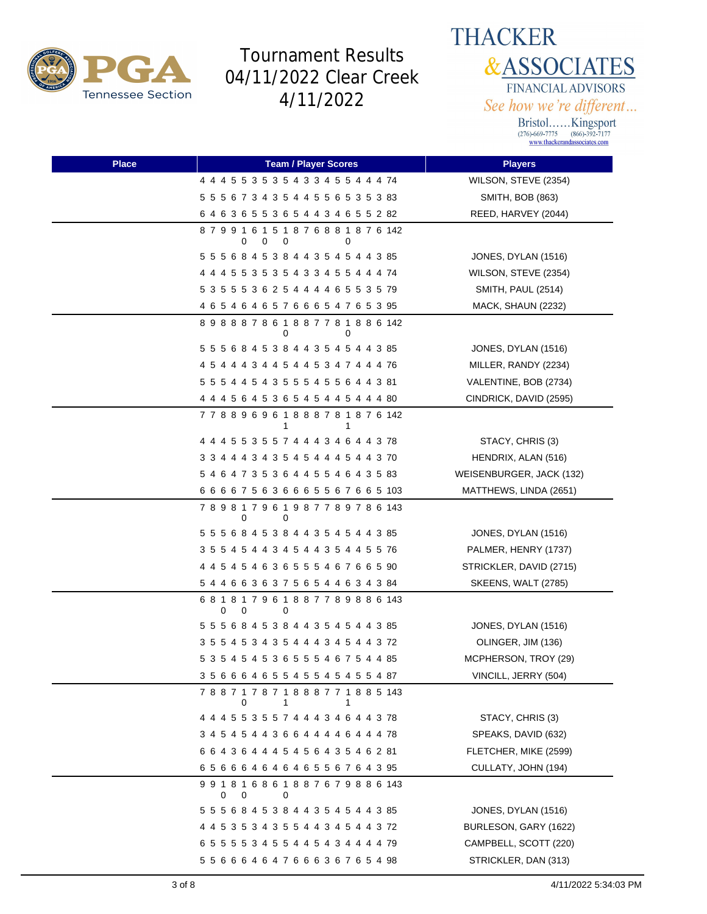# Tournament Results 04/11/2022 Clear Creek 4/11/2022

THACKER & ASSOCIATES FINANCIAL ADVISORS
See how we're different...
Bristol......Kingsport
(276)-669-7775 (866)-392-7177
www.thackerandassociates.com

| Place | Team / Player Scores | Players |
|---|---|---|
| | 4 4 4 5 5 3 5 3 5 4 3 3 4 5 5 4 4 4 74 | WILSON, STEVE (2354) |
| | 5 5 5 6 7 3 4 3 5 4 4 5 5 6 5 3 5 3 83 | SMITH, BOB (863) |
| | 6 4 6 3 6 5 5 3 6 5 4 4 3 4 6 5 5 2 82 | REED, HARVEY (2044) |
| | 8 7 9 9 10 6 10 5 10 8 7 6 8 8 10 8 7 6 142 | |
| | 5 5 5 6 8 4 5 3 8 4 4 3 5 4 5 4 4 3 85 | JONES, DYLAN (1516) |
| | 4 4 4 5 5 3 5 3 5 4 3 3 4 5 5 4 4 4 74 | WILSON, STEVE (2354) |
| | 5 3 5 5 5 3 6 2 5 4 4 4 4 6 5 5 3 5 79 | SMITH, PAUL (2514) |
| | 4 6 5 4 6 4 6 5 7 6 6 6 5 4 7 6 5 3 95 | MACK, SHAUN (2232) |
| | 8 9 8 8 8 7 8 6 10 8 8 7 7 8 10 8 8 6 142 | |
| | 5 5 5 6 8 4 5 3 8 4 4 3 5 4 5 4 4 3 85 | JONES, DYLAN (1516) |
| | 4 5 4 4 4 3 4 4 5 4 4 5 3 4 7 4 4 4 76 | MILLER, RANDY (2234) |
| | 5 5 5 4 4 5 4 3 5 5 5 4 5 5 6 4 4 3 81 | VALENTINE, BOB (2734) |
| | 4 4 4 5 6 4 5 3 6 5 4 5 4 4 5 4 4 4 80 | CINDRICK, DAVID (2595) |
| | 7 7 8 8 9 6 9 6 11 8 8 8 7 8 11 8 7 6 142 | |
| | 4 4 4 5 5 3 5 5 7 4 4 4 3 4 6 4 4 3 78 | STACY, CHRIS (3) |
| | 3 3 4 4 4 3 4 3 5 4 5 4 4 4 5 4 4 3 70 | HENDRIX, ALAN (516) |
| | 5 4 6 4 7 3 5 3 6 4 4 5 5 4 6 4 3 5 83 | WEISENBURGER, JACK (132) |
| | 6 6 6 6 7 5 6 3 6 6 6 5 5 6 7 6 6 5 103 | MATTHEWS, LINDA (2651) |
| | 7 8 9 8 10 7 9 6 10 9 8 7 7 8 9 7 8 6 143 | |
| | 5 5 5 6 8 4 5 3 8 4 4 3 5 4 5 4 4 3 85 | JONES, DYLAN (1516) |
| | 3 5 5 4 5 4 4 3 4 5 4 4 3 5 4 4 5 5 76 | PALMER, HENRY (1737) |
| | 4 4 5 4 5 4 6 3 6 5 5 5 4 6 7 6 6 5 90 | STRICKLER, DAVID (2715) |
| | 5 4 4 6 6 3 6 3 7 5 6 5 4 4 6 3 4 3 84 | SKEENS, WALT (2785) |
| | 6 10 10 8 10 7 9 6 10 8 8 7 7 8 9 8 8 6 143 | |
| | 5 5 5 6 8 4 5 3 8 4 4 3 5 4 5 4 4 3 85 | JONES, DYLAN (1516) |
| | 3 5 5 4 5 3 4 3 5 4 4 4 3 4 5 4 4 3 72 | OLINGER, JIM (136) |
| | 5 3 5 4 5 4 5 3 6 5 5 5 4 6 7 5 4 4 85 | MCPHERSON, TROY (29) |
| | 3 5 6 6 6 4 6 5 5 4 5 5 4 5 4 5 5 4 87 | VINCILL, JERRY (504) |
| | 7 8 8 7 10 7 8 7 11 8 8 8 7 7 11 8 8 5 143 | |
| | 4 4 4 5 5 3 5 5 7 4 4 4 3 4 6 4 4 3 78 | STACY, CHRIS (3) |
| | 3 4 5 4 5 4 4 3 6 6 4 4 4 4 6 4 4 4 78 | SPEAKS, DAVID (632) |
| | 6 6 4 3 6 4 4 4 5 4 5 6 4 3 5 4 6 2 81 | FLETCHER, MIKE (2599) |
| | 6 5 6 6 6 4 6 4 6 4 6 5 5 6 7 6 4 3 95 | CULLATY, JOHN (194) |
| | 9 9 10 8 10 6 8 6 10 8 8 7 6 7 9 8 8 6 143 | |
| | 5 5 5 6 8 4 5 3 8 4 4 3 5 4 5 4 4 3 85 | JONES, DYLAN (1516) |
| | 4 4 5 3 5 3 4 3 5 5 4 4 3 4 5 4 4 3 72 | BURLESON, GARY (1622) |
| | 6 5 5 5 5 3 4 5 5 4 4 5 4 3 4 4 4 4 79 | CAMPBELL, SCOTT (220) |
| | 5 5 6 6 6 4 6 4 7 6 6 6 3 6 7 6 5 4 98 | STRICKLER, DAN (313) |

4/11/2022 5:34:03 PM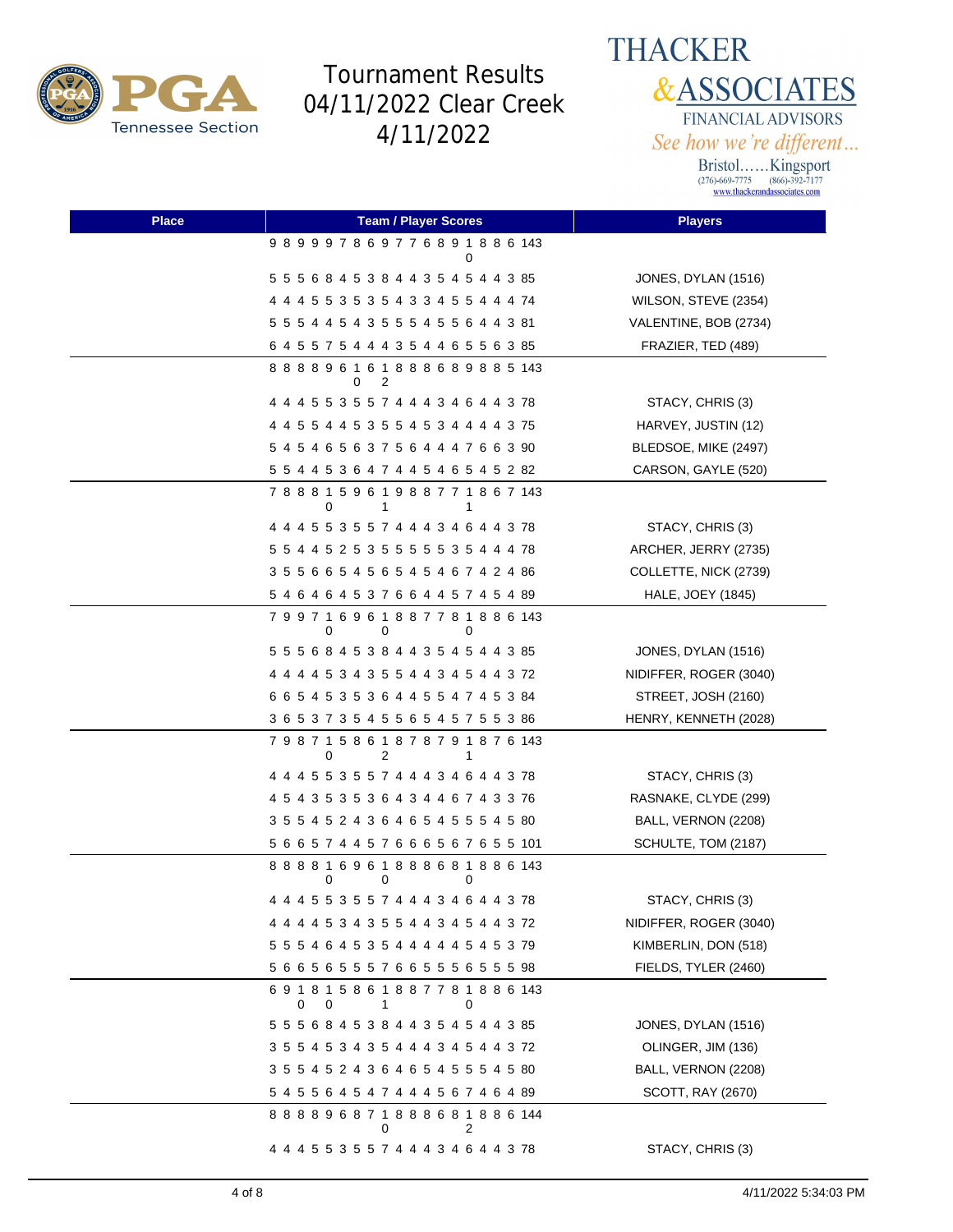# Tournament Results 04/11/2022 Clear Creek 4/11/2022

**THACKER & ASSOCIATES**
FINANCIAL ADVISORS
*See how we're different...*
Bristol……Kingsport
(276)-669-7775 (866)-392-7177
www.thackerandassociates.com

| Place | Team / Player Scores | Players |
|---|---|---|
| | 9 8 9 9 9 7 8 6 9 7 7 6 8 9 10 8 8 6 143 | |
| | 5 5 5 6 8 4 5 3 8 4 4 3 5 4 5 4 4 3 85 | JONES, DYLAN (1516) |
| | 4 4 4 5 5 3 5 3 5 4 3 3 4 5 5 4 4 4 74 | WILSON, STEVE (2354) |
| | 5 5 5 4 4 5 4 3 5 5 5 4 5 5 6 4 4 3 81 | VALENTINE, BOB (2734) |
| | 6 4 5 5 7 5 4 4 4 3 5 4 4 6 5 5 6 3 85 | FRAZIER, TED (489) |
| | 8 8 8 8 9 6 10 6 12 8 8 8 6 8 9 8 8 5 143 | |
| | 4 4 4 5 5 3 5 5 7 4 4 4 3 4 6 4 4 3 78 | STACY, CHRIS (3) |
| | 4 4 5 5 4 4 5 3 5 5 4 5 3 4 4 4 4 3 75 | HARVEY, JUSTIN (12) |
| | 5 4 5 4 6 5 6 3 7 5 6 4 4 4 7 6 6 3 90 | BLEDSOE, MIKE (2497) |
| | 5 5 4 4 5 3 6 4 7 4 4 5 4 6 5 4 5 2 82 | CARSON, GAYLE (520) |
| | 7 8 8 8 10 5 9 6 11 9 8 8 7 7 11 8 6 7 143 | |
| | 4 4 4 5 5 3 5 5 7 4 4 4 3 4 6 4 4 3 78 | STACY, CHRIS (3) |
| | 5 5 4 4 5 2 5 3 5 5 5 5 5 3 5 4 4 4 78 | ARCHER, JERRY (2735) |
| | 3 5 5 6 6 5 4 5 6 5 4 5 4 6 7 4 2 4 86 | COLLETTE, NICK (2739) |
| | 5 4 6 4 6 4 5 3 7 6 6 4 4 5 7 4 5 4 89 | HALE, JOEY (1845) |
| | 7 9 9 7 10 6 9 6 10 8 8 7 7 8 10 8 8 6 143 | |
| | 5 5 5 6 8 4 5 3 8 4 4 3 5 4 5 4 4 3 85 | JONES, DYLAN (1516) |
| | 4 4 4 4 5 3 4 3 5 5 4 4 3 4 5 4 4 3 72 | NIDIFFER, ROGER (3040) |
| | 6 6 5 4 5 3 5 3 6 4 4 5 5 4 7 4 5 3 84 | STREET, JOSH (2160) |
| | 3 6 5 3 7 3 5 4 5 5 6 5 4 5 7 5 5 3 86 | HENRY, KENNETH (2028) |
| | 7 9 8 7 10 5 8 6 12 8 7 8 7 9 11 8 7 6 143 | |
| | 4 4 4 5 5 3 5 5 7 4 4 4 3 4 6 4 4 3 78 | STACY, CHRIS (3) |
| | 4 5 4 3 5 3 5 3 6 4 3 4 4 6 7 4 3 3 76 | RASNAKE, CLYDE (299) |
| | 3 5 5 4 5 2 4 3 6 4 6 5 4 5 5 5 4 5 80 | BALL, VERNON (2208) |
| | 5 6 6 5 7 4 4 5 7 6 6 6 5 6 7 6 5 5 101 | SCHULTE, TOM (2187) |
| | 8 8 8 8 10 6 9 6 10 8 8 8 6 8 10 8 8 6 143 | |
| | 4 4 4 5 5 3 5 5 7 4 4 4 3 4 6 4 4 3 78 | STACY, CHRIS (3) |
| | 4 4 4 4 5 3 4 3 5 5 4 4 3 4 5 4 4 3 72 | NIDIFFER, ROGER (3040) |
| | 5 5 5 4 6 4 5 3 5 4 4 4 4 4 5 4 5 3 79 | KIMBERLIN, DON (518) |
| | 5 6 6 5 6 5 5 5 7 6 6 5 5 5 6 5 5 5 98 | FIELDS, TYLER (2460) |
| | 6 9 10 8 10 5 8 6 11 8 8 7 7 8 10 8 8 6 143 | |
| | 5 5 5 6 8 4 5 3 8 4 4 3 5 4 5 4 4 3 85 | JONES, DYLAN (1516) |
| | 3 5 5 4 5 3 4 3 5 4 4 4 3 4 5 4 4 3 72 | OLINGER, JIM (136) |
| | 3 5 5 4 5 2 4 3 6 4 6 5 4 5 5 5 4 5 80 | BALL, VERNON (2208) |
| | 5 4 5 5 6 4 5 4 7 4 4 4 5 6 7 4 6 4 89 | SCOTT, RAY (2670) |
| | 8 8 8 8 9 6 8 7 10 8 8 8 6 8 12 8 8 6 144 | |
| | 4 4 4 5 5 3 5 5 7 4 4 4 3 4 6 4 4 3 78 | STACY, CHRIS (3) |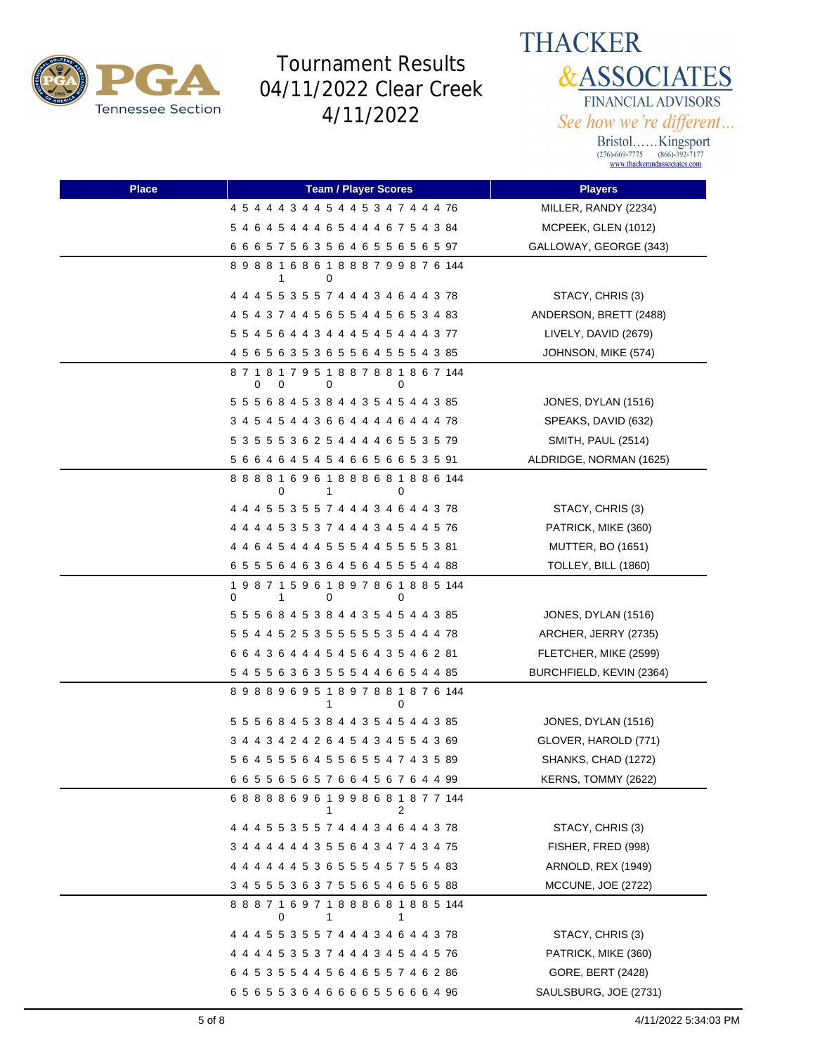# Tournament Results
# 04/11/2022 Clear Creek
# 4/11/2022

THACKER & ASSOCIATES FINANCIAL ADVISORS
See how we're different...
Bristol......Kingsport
(276)-669-7775 (866)-392-7177
www.thackerandassociates.com

| Place | Team / Player Scores | Players |
|---|---|---|
| | 4 5 4 4 4 3 4 4 5 4 4 5 3 4 7 4 4 4 76 | MILLER, RANDY (2234) |
| | 5 4 6 4 5 4 4 4 6 5 4 4 4 6 7 5 4 3 84 | MCPEEK, GLEN (1012) |
| | 6 6 6 5 7 5 6 3 5 6 4 6 5 5 6 5 6 5 97 | GALLOWAY, GEORGE (343) |
| | 8 9 8 8 10 6 8 6 10 8 8 8 7 9 9 8 7 6 144 | |
| | 4 4 4 5 5 3 5 5 7 4 4 4 3 4 6 4 4 3 78 | STACY, CHRIS (3) |
| | 4 5 4 3 7 4 4 5 6 5 5 4 4 5 6 5 3 4 83 | ANDERSON, BRETT (2488) |
| | 5 5 4 5 6 4 4 3 4 4 4 5 4 5 4 4 4 3 77 | LIVELY, DAVID (2679) |
| | 4 5 6 5 6 3 5 3 6 5 5 6 4 5 5 5 4 3 85 | JOHNSON, MIKE (574) |
| | 8 7 10 8 10 7 9 5 10 8 8 7 8 8 10 8 6 7 144 | |
| | 5 5 5 6 8 4 5 3 8 4 4 3 5 4 5 4 4 3 85 | JONES, DYLAN (1516) |
| | 3 4 5 4 5 4 4 3 6 6 4 4 4 4 6 4 4 4 78 | SPEAKS, DAVID (632) |
| | 5 3 5 5 5 3 6 2 5 4 4 4 4 6 5 5 3 5 79 | SMITH, PAUL (2514) |
| | 5 6 6 4 6 4 5 4 5 4 6 6 5 6 6 5 3 5 91 | ALDRIDGE, NORMAN (1625) |
| | 8 8 8 8 10 6 9 6 11 8 8 8 6 8 10 8 8 6 144 | |
| | 4 4 4 5 5 3 5 5 7 4 4 4 3 4 6 4 4 3 78 | STACY, CHRIS (3) |
| | 4 4 4 4 5 3 5 3 7 4 4 4 3 4 5 4 4 5 76 | PATRICK, MIKE (360) |
| | 4 4 6 4 5 4 4 4 5 5 5 4 4 5 5 5 5 3 81 | MUTTER, BO (1651) |
| | 6 5 5 5 6 4 6 3 6 4 5 6 4 5 5 5 4 4 88 | TOLLEY, BILL (1860) |
| | 10 9 8 7 11 5 9 6 10 8 9 7 8 6 10 8 8 5 144 | |
| | 5 5 5 6 8 4 5 3 8 4 4 3 5 4 5 4 4 3 85 | JONES, DYLAN (1516) |
| | 5 5 4 4 5 2 5 3 5 5 5 5 5 3 5 4 4 4 78 | ARCHER, JERRY (2735) |
| | 6 6 4 3 6 4 4 4 5 4 5 6 4 3 5 4 6 2 81 | FLETCHER, MIKE (2599) |
| | 5 4 5 5 6 3 6 3 5 5 5 4 4 6 6 5 4 4 85 | BURCHFIELD, KEVIN (2364) |
| | 8 9 8 8 9 6 9 5 11 8 9 7 8 8 10 8 7 6 144 | |
| | 5 5 5 6 8 4 5 3 8 4 4 3 5 4 5 4 4 3 85 | JONES, DYLAN (1516) |
| | 3 4 4 3 4 2 4 2 6 4 5 4 3 4 5 5 4 3 69 | GLOVER, HAROLD (771) |
| | 5 6 4 5 5 5 6 4 5 5 6 5 5 4 7 4 3 5 89 | SHANKS, CHAD (1272) |
| | 6 6 5 5 6 5 6 5 7 6 6 4 5 6 7 6 4 4 99 | KERNS, TOMMY (2622) |
| | 6 8 8 8 8 6 9 6 11 9 9 8 6 8 12 8 7 7 144 | |
| | 4 4 4 5 5 3 5 5 7 4 4 4 3 4 6 4 4 3 78 | STACY, CHRIS (3) |
| | 3 4 4 4 4 4 4 3 5 5 6 4 3 4 7 4 3 4 75 | FISHER, FRED (998) |
| | 4 4 4 4 4 4 5 3 6 5 5 5 4 5 7 5 5 4 83 | ARNOLD, REX (1949) |
| | 3 4 5 5 5 3 6 3 7 5 5 6 5 4 6 5 6 5 88 | MCCUNE, JOE (2722) |
| | 8 8 8 7 10 6 9 7 11 8 8 8 6 8 11 8 8 5 144 | |
| | 4 4 4 5 5 3 5 5 7 4 4 4 3 4 6 4 4 3 78 | STACY, CHRIS (3) |
| | 4 4 4 4 5 3 5 3 7 4 4 4 3 4 5 4 4 5 76 | PATRICK, MIKE (360) |
| | 6 4 5 3 5 5 4 4 5 6 4 6 5 5 7 4 6 2 86 | GORE, BERT (2428) |
| | 6 5 6 5 5 3 6 4 6 6 6 6 5 5 6 6 6 4 96 | SAULSBURG, JOE (2731) |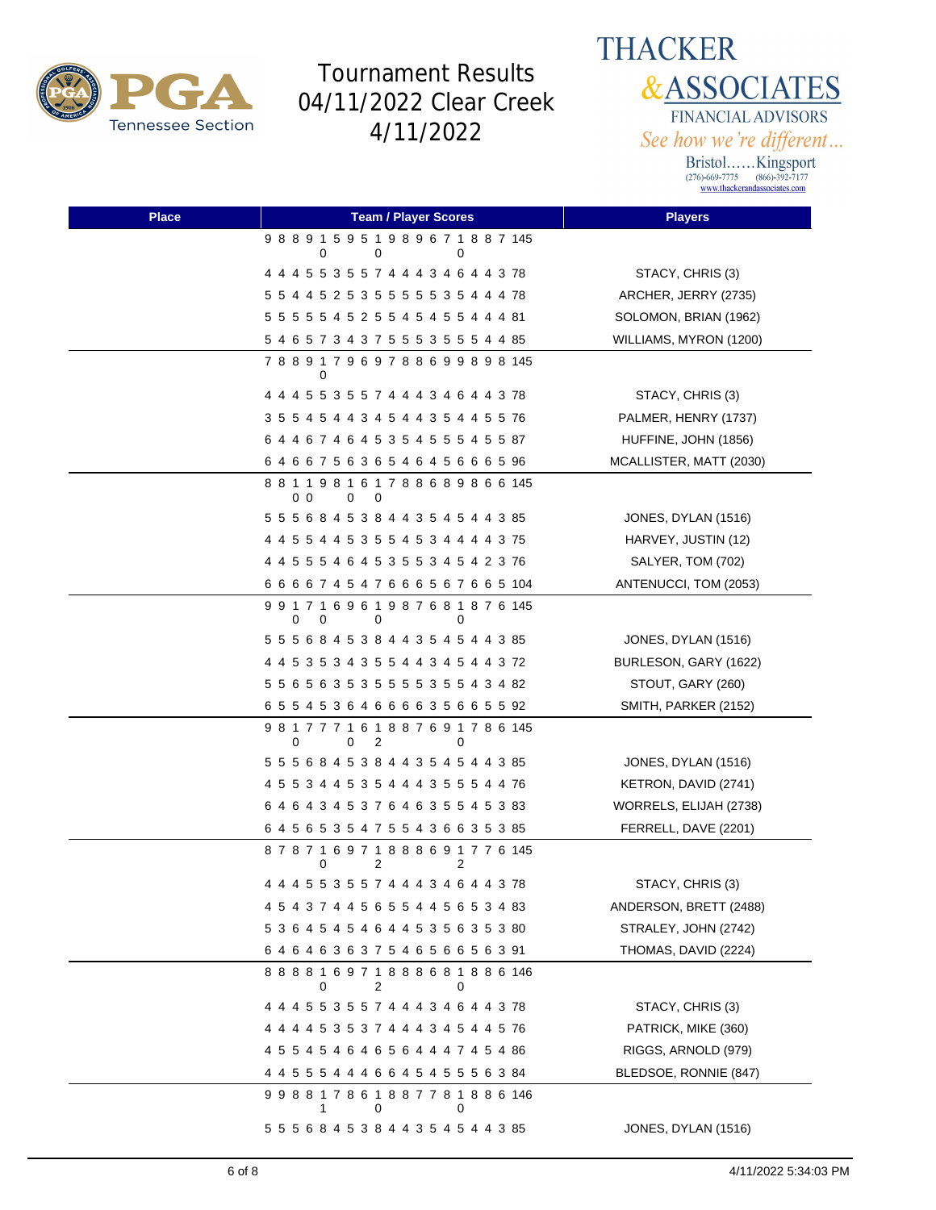# Tournament Results
## 04/11/2022 Clear Creek
## 4/11/2022

THACKER & ASSOCIATES
FINANCIAL ADVISORS
*See how we're different...*
Bristol......Kingsport
(276)-669-7775 (866)-392-7177
www.thackerandassociates.com

| Place | Team / Player Scores | Players |
|---|---|---|
| | 9 8 8 9 10 5 9 5 10 9 8 9 6 7 10 8 8 7 145 | |
| | 4 4 4 5 5 3 5 5 7 4 4 4 3 4 6 4 4 3 78 | STACY, CHRIS (3) |
| | 5 5 4 4 5 2 5 3 5 5 5 5 5 3 5 4 4 4 78 | ARCHER, JERRY (2735) |
| | 5 5 5 5 5 4 5 2 5 5 4 5 4 5 5 4 4 4 81 | SOLOMON, BRIAN (1962) |
| | 5 4 6 5 7 3 4 3 7 5 5 5 3 5 5 5 4 4 85 | WILLIAMS, MYRON (1200) |
| | 7 8 8 9 10 7 9 6 9 7 8 8 6 9 9 8 9 8 145 | |
| | 4 4 4 5 5 3 5 5 7 4 4 4 3 4 6 4 4 3 78 | STACY, CHRIS (3) |
| | 3 5 5 4 5 4 4 3 4 5 4 4 3 5 4 4 5 5 76 | PALMER, HENRY (1737) |
| | 6 4 4 6 7 4 6 4 5 3 5 4 5 5 5 4 5 5 87 | HUFFINE, JOHN (1856) |
| | 6 4 6 6 7 5 6 3 6 5 4 6 4 5 6 6 6 5 96 | MCALLISTER, MATT (2030) |
| | 8 8 10 10 9 8 10 6 10 7 8 8 6 8 9 8 6 6 145 | |
| | 5 5 5 6 8 4 5 3 8 4 4 3 5 4 5 4 4 3 85 | JONES, DYLAN (1516) |
| | 4 4 5 5 4 4 5 3 5 5 4 5 3 4 4 4 4 3 75 | HARVEY, JUSTIN (12) |
| | 4 4 5 5 5 4 6 4 5 3 5 5 3 4 5 4 2 3 76 | SALYER, TOM (702) |
| | 6 6 6 6 7 4 5 4 7 6 6 6 5 6 7 6 6 5 104 | ANTENUCCI, TOM (2053) |
| | 9 9 10 7 10 6 9 6 10 9 8 7 6 8 10 8 7 6 145 | |
| | 5 5 5 6 8 4 5 3 8 4 4 3 5 4 5 4 4 3 85 | JONES, DYLAN (1516) |
| | 4 4 5 3 5 3 4 3 5 5 4 4 3 4 5 4 4 3 72 | BURLESON, GARY (1622) |
| | 5 5 6 5 6 3 5 3 5 5 5 5 3 5 5 4 3 4 82 | STOUT, GARY (260) |
| | 6 5 5 4 5 3 6 4 6 6 6 6 3 5 6 6 5 5 92 | SMITH, PARKER (2152) |
| | 9 8 10 7 7 7 10 6 12 8 8 7 6 9 10 7 8 6 145 | |
| | 5 5 5 6 8 4 5 3 8 4 4 3 5 4 5 4 4 3 85 | JONES, DYLAN (1516) |
| | 4 5 5 3 4 4 5 3 5 4 4 4 3 5 5 5 4 4 76 | KETRON, DAVID (2741) |
| | 6 4 6 4 3 4 5 3 7 6 4 6 3 5 5 4 5 3 83 | WORRELS, ELIJAH (2738) |
| | 6 4 5 6 5 3 5 4 7 5 5 4 3 6 6 3 5 3 85 | FERRELL, DAVE (2201) |
| | 8 7 8 7 10 6 9 7 12 8 8 8 6 9 12 7 7 6 145 | |
| | 4 4 4 5 5 3 5 5 7 4 4 4 3 4 6 4 4 3 78 | STACY, CHRIS (3) |
| | 4 5 4 3 7 4 4 5 6 5 5 4 4 5 6 5 3 4 83 | ANDERSON, BRETT (2488) |
| | 5 3 6 4 5 4 5 4 6 4 4 5 3 5 6 3 5 3 80 | STRALEY, JOHN (2742) |
| | 6 4 6 4 6 3 6 3 7 5 4 6 5 6 6 5 6 3 91 | THOMAS, DAVID (2224) |
| | 8 8 8 8 10 6 9 7 12 8 8 8 6 8 10 8 8 6 146 | |
| | 4 4 4 5 5 3 5 5 7 4 4 4 3 4 6 4 4 3 78 | STACY, CHRIS (3) |
| | 4 4 4 4 5 3 5 3 7 4 4 4 3 4 5 4 4 5 76 | PATRICK, MIKE (360) |
| | 4 5 5 4 5 4 6 4 6 5 6 4 4 4 7 4 5 4 86 | RIGGS, ARNOLD (979) |
| | 4 4 5 5 5 4 4 4 6 6 4 5 4 5 5 5 6 3 84 | BLEDSOE, RONNIE (847) |
| | 9 9 8 8 11 7 8 6 10 8 8 7 7 8 10 8 8 6 146 | |
| | 5 5 5 6 8 4 5 3 8 4 4 3 5 4 5 4 4 3 85 | JONES, DYLAN (1516) |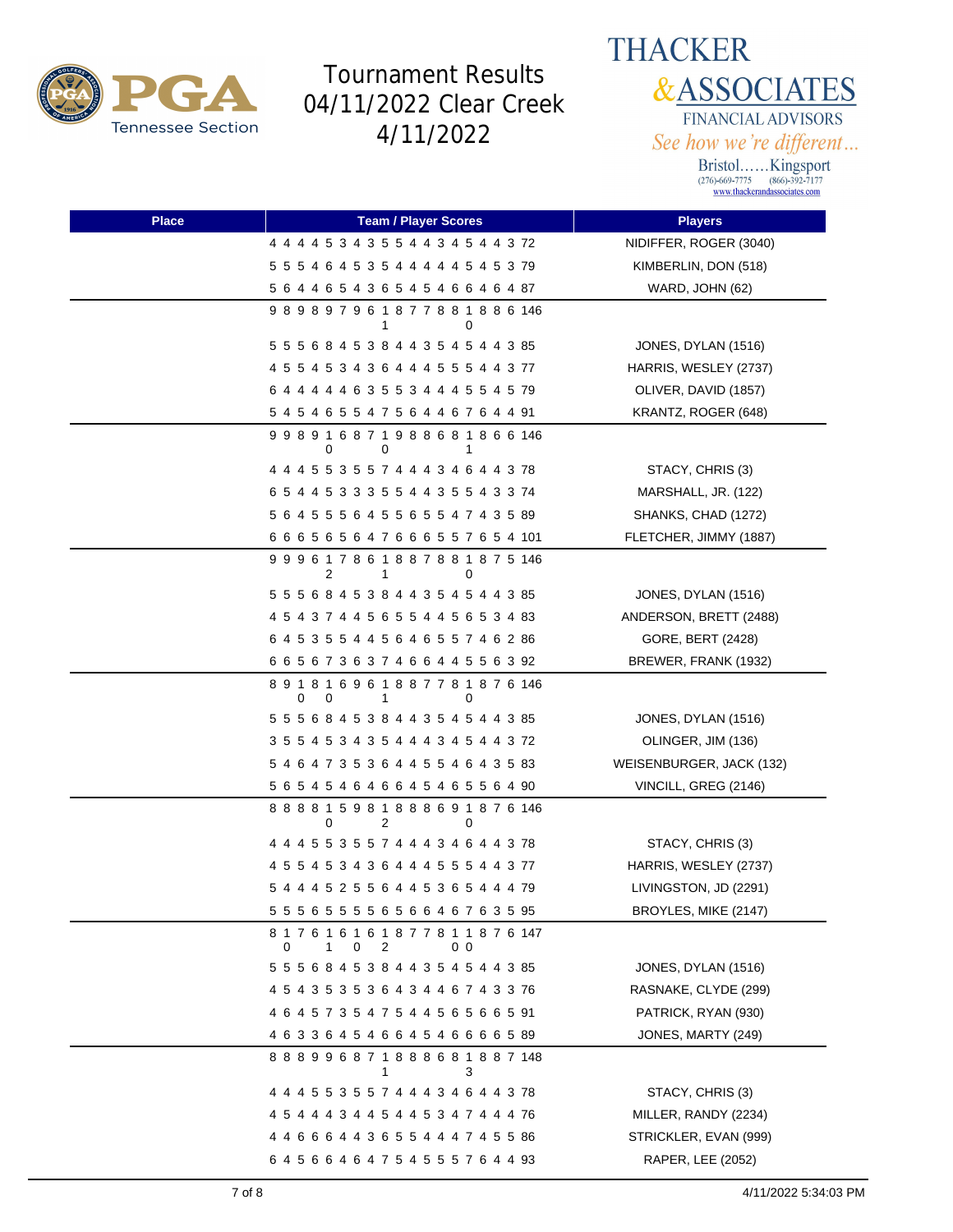# Tournament Results 04/11/2022 Clear Creek 4/11/2022

THACKER & ASSOCIATES
FINANCIAL ADVISORS
*See how we're different...*
Bristol......Kingsport
(276)-669-7775 (866)-392-7177
www.thackerandassociates.com

| Place | Team / Player Scores | Players |
|---|---|---|
| | 4 4 4 4 5 3 4 3 5 5 4 4 3 4 5 4 4 3 72 | NIDIFFER, ROGER (3040) |
| | 5 5 5 4 6 4 5 3 5 4 4 4 4 4 5 4 5 3 79 | KIMBERLIN, DON (518) |
| | 5 6 4 4 6 5 4 3 6 5 4 5 4 6 6 4 6 4 87 | WARD, JOHN (62) |
| | 9 8 9 8 9 7 9 6 10 8 7 7 8 8 10 8 8 6 146 | |
| | 5 5 5 6 8 4 5 3 8 4 4 3 5 4 5 4 4 3 85 | JONES, DYLAN (1516) |
| | 4 5 5 4 5 3 4 3 6 4 4 4 5 5 5 4 4 3 77 | HARRIS, WESLEY (2737) |
| | 6 4 4 4 4 4 6 3 5 5 3 4 4 4 5 5 4 5 79 | OLIVER, DAVID (1857) |
| | 5 4 5 4 6 5 5 4 7 5 6 4 4 6 7 6 4 4 91 | KRANTZ, ROGER (648) |
| | 9 9 8 9 10 6 8 7 10 9 8 8 6 8 11 8 6 6 146 | |
| | 4 4 4 5 5 3 5 5 7 4 4 4 3 4 6 4 4 3 78 | STACY, CHRIS (3) |
| | 6 5 4 4 5 3 3 3 5 5 4 4 3 5 5 4 3 3 74 | MARSHALL, JR. (122) |
| | 5 6 4 5 5 5 6 4 5 5 6 5 5 4 7 4 3 5 89 | SHANKS, CHAD (1272) |
| | 6 6 6 5 6 5 6 4 7 6 6 6 5 5 7 6 5 4 101 | FLETCHER, JIMMY (1887) |
| | 9 9 9 6 12 7 8 6 11 8 8 7 8 8 10 8 7 5 146 | |
| | 5 5 5 6 8 4 5 3 8 4 4 3 5 4 5 4 4 3 85 | JONES, DYLAN (1516) |
| | 4 5 4 3 7 4 4 5 6 5 5 4 4 5 6 5 3 4 83 | ANDERSON, BRETT (2488) |
| | 6 4 5 3 5 5 4 4 5 6 4 6 5 5 7 4 6 2 86 | GORE, BERT (2428) |
| | 6 6 5 6 7 3 6 3 7 4 6 6 4 4 5 5 6 3 92 | BREWER, FRANK (1932) |
| | 8 9 10 8 10 6 9 6 11 8 8 7 7 8 10 8 7 6 146 | |
| | 5 5 5 6 8 4 5 3 8 4 4 3 5 4 5 4 4 3 85 | JONES, DYLAN (1516) |
| | 3 5 5 4 5 3 4 3 5 4 4 4 3 4 5 4 4 3 72 | OLINGER, JIM (136) |
| | 5 4 6 4 7 3 5 3 6 4 4 5 5 4 6 4 3 5 83 | WEISENBURGER, JACK (132) |
| | 5 6 5 4 5 4 6 4 6 6 4 5 4 6 5 5 6 4 90 | VINCILL, GREG (2146) |
| | 8 8 8 8 10 5 9 8 12 8 8 8 6 9 10 8 7 6 146 | |
| | 4 4 4 5 5 3 5 5 7 4 4 4 3 4 6 4 4 3 78 | STACY, CHRIS (3) |
| | 4 5 5 4 5 3 4 3 6 4 4 4 5 5 5 4 4 3 77 | HARRIS, WESLEY (2737) |
| | 5 4 4 4 5 2 5 5 6 4 4 5 3 6 5 4 4 4 79 | LIVINGSTON, JD (2291) |
| | 5 5 5 6 5 5 5 5 6 5 6 6 4 6 7 6 3 5 95 | BROYLES, MIKE (2147) |
| | 8 10 7 6 11 6 10 6 12 8 7 7 8 10 10 8 7 6 147 | |
| | 5 5 5 6 8 4 5 3 8 4 4 3 5 4 5 4 4 3 85 | JONES, DYLAN (1516) |
| | 4 5 4 3 5 3 5 3 6 4 3 4 4 6 7 4 3 3 76 | RASNAKE, CLYDE (299) |
| | 4 6 4 5 7 3 5 4 7 5 4 4 5 6 5 6 6 5 91 | PATRICK, RYAN (930) |
| | 4 6 3 3 6 4 5 4 6 6 4 5 4 6 6 6 6 5 89 | JONES, MARTY (249) |
| | 8 8 8 9 9 6 8 7 11 8 8 8 6 8 13 8 8 7 148 | |
| | 4 4 4 5 5 3 5 5 7 4 4 4 3 4 6 4 4 3 78 | STACY, CHRIS (3) |
| | 4 5 4 4 4 3 4 4 5 4 4 5 3 4 7 4 4 4 76 | MILLER, RANDY (2234) |
| | 4 4 6 6 6 4 4 3 6 5 5 4 4 4 7 4 5 5 86 | STRICKLER, EVAN (999) |
| | 6 4 5 6 6 4 6 4 7 5 4 5 5 5 7 6 4 4 93 | RAPER, LEE (2052) |

4/11/2022 5:34:03 PM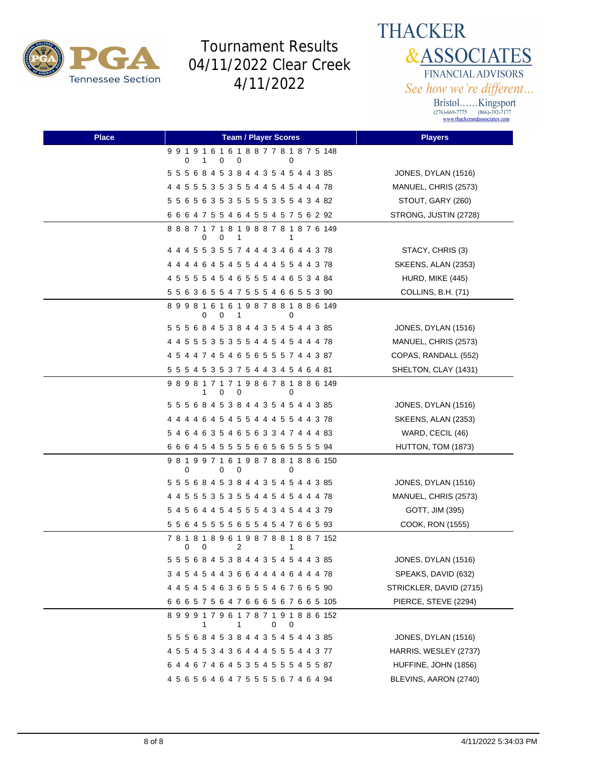# Tournament Results 04/11/2022 Clear Creek 4/11/2022

THACKER & ASSOCIATES FINANCIAL ADVISORS
*See how we're different...*
Bristol......Kingsport
(276)-669-7775 (866)-392-7177
www.thackerandassociates.com

| Place | Team / Player Scores | Players |
|---|---|---|
| | 9 9 1 9 1 6 1 6 1 8 8 7 7 8 1 8 7 5 148<br>0 1 0 0 0 | |
| | 5 5 5 6 8 4 5 3 8 4 4 3 5 4 5 4 4 3 85 | JONES, DYLAN (1516) |
| | 4 4 5 5 5 3 5 3 5 5 4 4 5 4 5 4 4 4 78 | MANUEL, CHRIS (2573) |
| | 5 5 6 5 6 3 5 3 5 5 5 5 3 5 5 4 3 4 82 | STOUT, GARY (260) |
| | 6 6 6 4 7 5 5 4 6 4 5 5 4 5 7 5 6 2 92 | STRONG, JUSTIN (2728) |
| | 8 8 8 7 1 7 1 8 1 9 8 8 7 8 1 8 7 6 149<br>0 0 1 1 | |
| | 4 4 4 5 5 3 5 5 7 4 4 4 3 4 6 4 4 3 78 | STACY, CHRIS (3) |
| | 4 4 4 4 6 4 5 4 5 5 4 4 4 5 5 4 4 3 78 | SKEENS, ALAN (2353) |
| | 4 5 5 5 5 4 5 4 6 5 5 5 4 4 6 5 3 4 84 | HURD, MIKE (445) |
| | 5 5 6 3 6 5 5 4 7 5 5 5 4 6 6 5 5 3 90 | COLLINS, B.H. (71) |
| | 8 9 9 8 1 6 1 6 1 9 8 7 8 8 1 8 8 6 149<br>0 0 1 0 | |
| | 5 5 5 6 8 4 5 3 8 4 4 3 5 4 5 4 4 3 85 | JONES, DYLAN (1516) |
| | 4 4 5 5 5 3 5 3 5 5 4 4 5 4 5 4 4 4 78 | MANUEL, CHRIS (2573) |
| | 4 5 4 4 7 4 5 4 6 5 6 5 5 5 7 4 4 3 87 | COPAS, RANDALL (552) |
| | 5 5 5 4 5 3 5 3 7 5 4 4 3 4 5 4 6 4 81 | SHELTON, CLAY (1431) |
| | 9 8 9 8 1 7 1 7 1 9 8 6 7 8 1 8 8 6 149<br>1 0 0 0 | |
| | 5 5 5 6 8 4 5 3 8 4 4 3 5 4 5 4 4 3 85 | JONES, DYLAN (1516) |
| | 4 4 4 4 6 4 5 4 5 5 4 4 4 5 5 4 4 3 78 | SKEENS, ALAN (2353) |
| | 5 4 6 4 6 3 5 4 6 5 6 3 3 4 7 4 4 4 83 | WARD, CECIL (46) |
| | 6 6 6 4 5 4 5 5 5 5 6 6 5 6 5 5 5 5 94 | HUTTON, TOM (1873) |
| | 9 8 1 9 9 7 1 6 1 9 8 7 8 8 1 8 8 6 150<br>0 0 0 0 | |
| | 5 5 5 6 8 4 5 3 8 4 4 3 5 4 5 4 4 3 85 | JONES, DYLAN (1516) |
| | 4 4 5 5 5 3 5 3 5 5 4 4 5 4 5 4 4 4 78 | MANUEL, CHRIS (2573) |
| | 5 4 5 6 4 4 5 4 5 5 5 4 3 4 5 4 4 3 79 | GOTT, JIM (395) |
| | 5 5 6 4 5 5 5 5 6 5 5 4 5 4 7 6 6 5 93 | COOK, RON (1555) |
| | 7 8 1 8 1 8 9 6 1 9 8 7 8 8 1 8 8 7 152<br>0 0 2 1 | |
| | 5 5 5 6 8 4 5 3 8 4 4 3 5 4 5 4 4 3 85 | JONES, DYLAN (1516) |
| | 3 4 5 4 5 4 4 3 6 6 4 4 4 4 6 4 4 4 78 | SPEAKS, DAVID (632) |
| | 4 4 5 4 5 4 6 3 6 5 5 5 4 6 7 6 6 5 90 | STRICKLER, DAVID (2715) |
| | 6 6 6 5 7 5 6 4 7 6 6 6 5 6 7 6 6 5 105 | PIERCE, STEVE (2294) |
| | 8 9 9 9 1 7 9 6 1 7 8 7 1 9 1 8 8 6 152<br>1 1 0 0 | |
| | 5 5 5 6 8 4 5 3 8 4 4 3 5 4 5 4 4 3 85 | JONES, DYLAN (1516) |
| | 4 5 5 4 5 3 4 3 6 4 4 4 5 5 5 4 4 3 77 | HARRIS, WESLEY (2737) |
| | 6 4 4 6 7 4 6 4 5 3 5 4 5 5 5 4 5 5 87 | HUFFINE, JOHN (1856) |
| | 4 5 6 5 6 4 6 4 7 5 5 5 5 6 7 4 6 4 94 | BLEVINS, AARON (2740) |

4/11/2022 5:34:03 PM